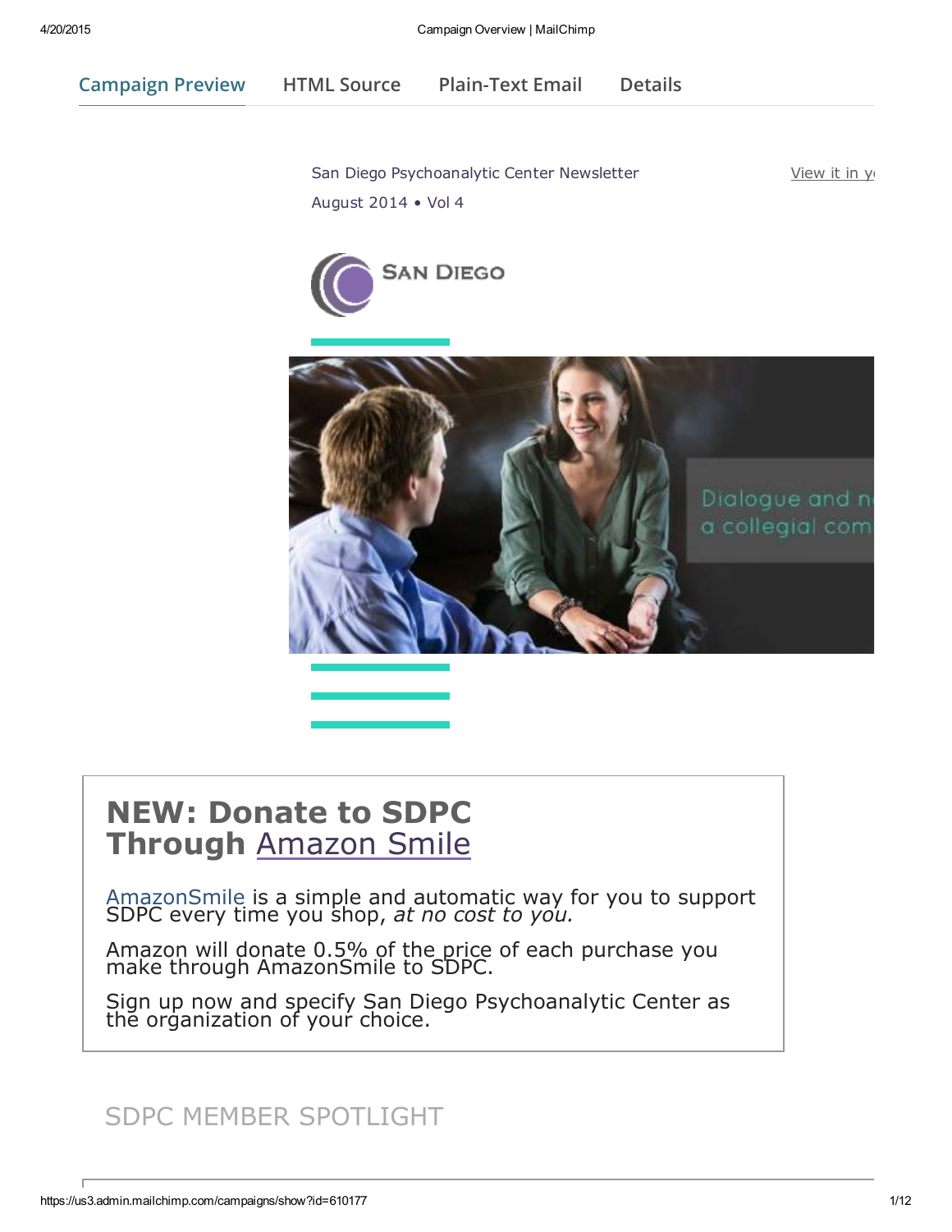Campaign Preview HTML Source Plain-Text Email Details

San Diego Psychoanalytic Center Newsletter

View it in y

August 2014 • Vol 4

SAN DIEGO

Dialogue and n
a collegial com

# NEW: Donate to SDPC Through Amazon Smile

AmazonSmile is a simple and automatic way for you to support SDPC every time you shop, *at no cost to you.*

Amazon will donate 0.5% of the price of each purchase you make through AmazonSmile to SDPC.

Sign up now and specify San Diego Psychoanalytic Center as the organization of your choice.

## SDPC MEMBER SPOTLIGHT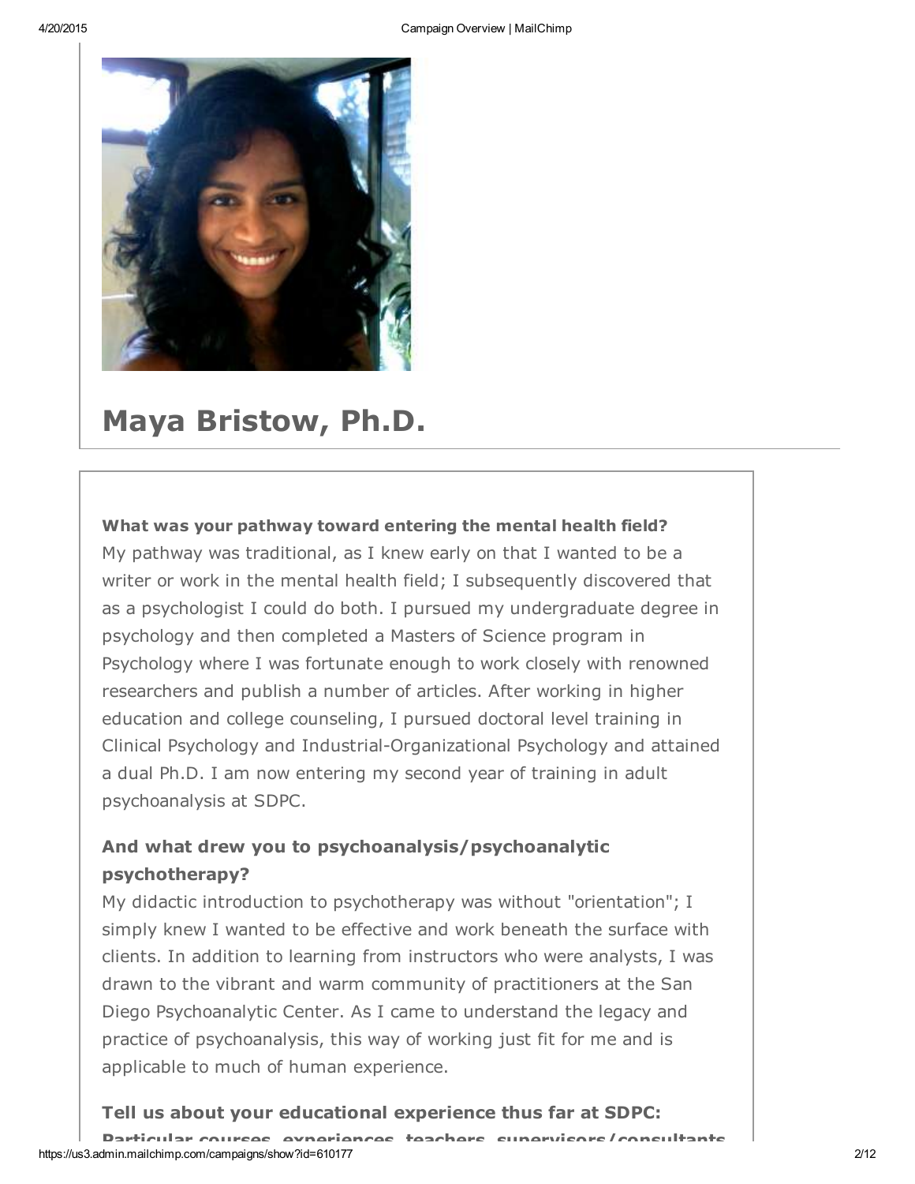# Maya Bristow, Ph.D.

**What was your pathway toward entering the mental health field?**
My pathway was traditional, as I knew early on that I wanted to be a writer or work in the mental health field; I subsequently discovered that as a psychologist I could do both. I pursued my undergraduate degree in psychology and then completed a Masters of Science program in Psychology where I was fortunate enough to work closely with renowned researchers and publish a number of articles. After working in higher education and college counseling, I pursued doctoral level training in Clinical Psychology and Industrial-Organizational Psychology and attained a dual Ph.D. I am now entering my second year of training in adult psychoanalysis at SDPC.

**And what drew you to psychoanalysis/psychoanalytic psychotherapy?**
My didactic introduction to psychotherapy was without "orientation"; I simply knew I wanted to be effective and work beneath the surface with clients. In addition to learning from instructors who were analysts, I was drawn to the vibrant and warm community of practitioners at the San Diego Psychoanalytic Center. As I came to understand the legacy and practice of psychoanalysis, this way of working just fit for me and is applicable to much of human experience.

**Tell us about your educational experience thus far at SDPC: Particular courses, experiences, teachers, supervisors/consultants**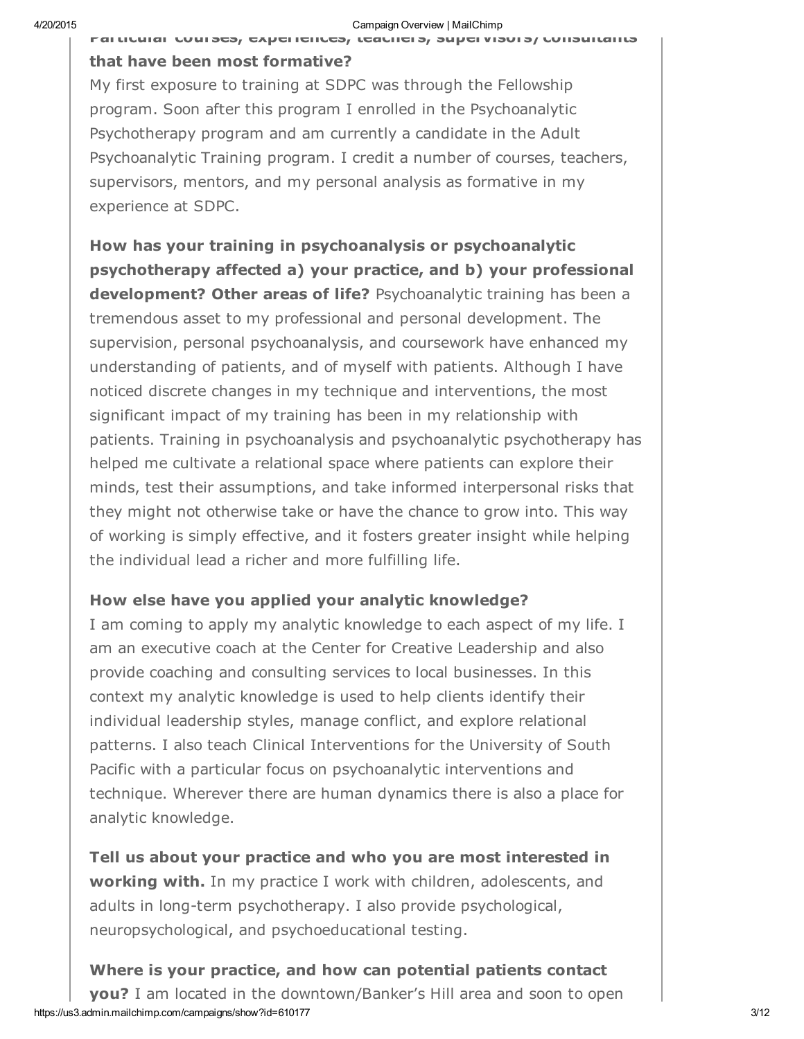**Particular courses, experiences, teachers, supervisors/consultants that have been most formative?**
My first exposure to training at SDPC was through the Fellowship program. Soon after this program I enrolled in the Psychoanalytic Psychotherapy program and am currently a candidate in the Adult Psychoanalytic Training program. I credit a number of courses, teachers, supervisors, mentors, and my personal analysis as formative in my experience at SDPC.

**How has your training in psychoanalysis or psychoanalytic psychotherapy affected a) your practice, and b) your professional development? Other areas of life?** Psychoanalytic training has been a tremendous asset to my professional and personal development. The supervision, personal psychoanalysis, and coursework have enhanced my understanding of patients, and of myself with patients. Although I have noticed discrete changes in my technique and interventions, the most significant impact of my training has been in my relationship with patients. Training in psychoanalysis and psychoanalytic psychotherapy has helped me cultivate a relational space where patients can explore their minds, test their assumptions, and take informed interpersonal risks that they might not otherwise take or have the chance to grow into. This way of working is simply effective, and it fosters greater insight while helping the individual lead a richer and more fulfilling life.

**How else have you applied your analytic knowledge?**
I am coming to apply my analytic knowledge to each aspect of my life. I am an executive coach at the Center for Creative Leadership and also provide coaching and consulting services to local businesses. In this context my analytic knowledge is used to help clients identify their individual leadership styles, manage conflict, and explore relational patterns. I also teach Clinical Interventions for the University of South Pacific with a particular focus on psychoanalytic interventions and technique. Wherever there are human dynamics there is also a place for analytic knowledge.

**Tell us about your practice and who you are most interested in working with.** In my practice I work with children, adolescents, and adults in long-term psychotherapy. I also provide psychological, neuropsychological, and psychoeducational testing.

**Where is your practice, and how can potential patients contact you?** I am located in the downtown/Banker's Hill area and soon to open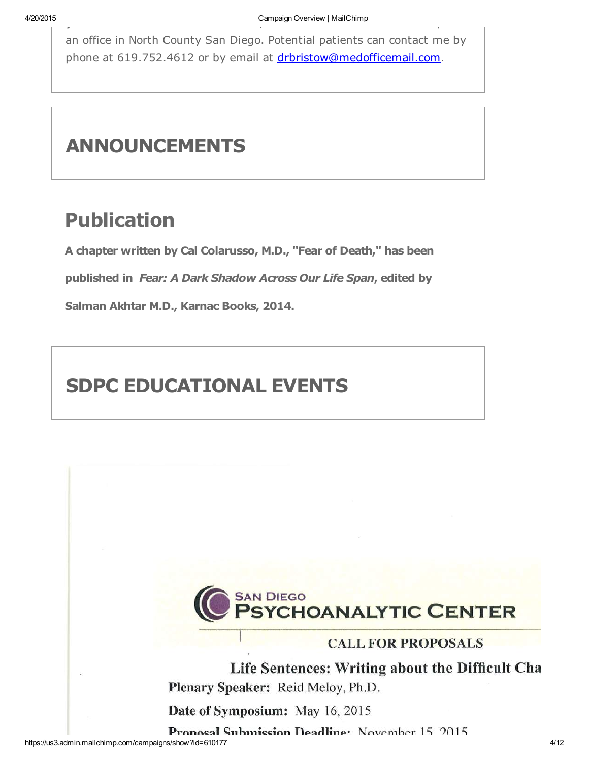an office in North County San Diego. Potential patients can contact me by phone at 619.752.4612 or by email at drbristow@medofficemail.com.

# ANNOUNCEMENTS

## Publication

**A chapter written by Cal Colarusso, M.D., "Fear of Death," has been published in *Fear: A Dark Shadow Across Our Life Span*, edited by Salman Akhtar M.D., Karnac Books, 2014.**

# SDPC EDUCATIONAL EVENTS

SAN DIEGO PSYCHOANALYTIC CENTER

CALL FOR PROPOSALS

**Life Sentences: Writing about the Difficult Cha**

**Plenary Speaker:** Reid Meloy, Ph.D.

**Date of Symposium:** May 16, 2015

**Proposal Submission Deadline:** November 15, 2015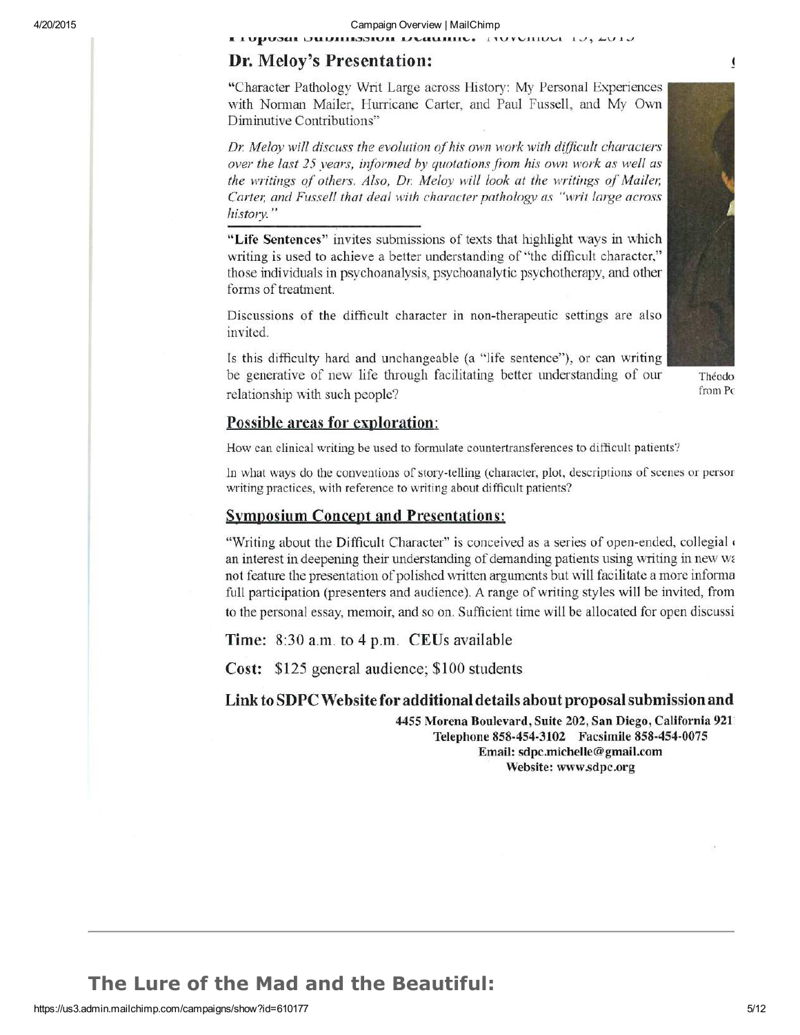**Proposal Submission Deadline: November 15, 2015**

## Dr. Meloy's Presentation:

"Character Pathology Writ Large across History: My Personal Experiences with Norman Mailer, Hurricane Carter, and Paul Fussell, and My Own Diminutive Contributions"

*Dr. Meloy will discuss the evolution of his own work with difficult characters over the last 25 years, informed by quotations from his own work as well as the writings of others. Also, Dr. Meloy will look at the writings of Mailer, Carter, and Fussell that deal with character pathology as "writ large across history."*

---

**"Life Sentences"** invites submissions of texts that highlight ways in which writing is used to achieve a better understanding of "the difficult character," those individuals in psychoanalysis, psychoanalytic psychotherapy, and other forms of treatment.

Discussions of the difficult character in non-therapeutic settings are also invited.

Is this difficulty hard and unchangeable (a "life sentence"), or can writing be generative of new life through facilitating better understanding of our relationship with such people?

Théodo
from Po

## Possible areas for exploration:

How can clinical writing be used to formulate countertransferences to difficult patients?

In what ways do the conventions of story-telling (character, plot, descriptions of scenes or persor writing practices, with reference to writing about difficult patients?

## Symposium Concept and Presentations:

"Writing about the Difficult Character" is conceived as a series of open-ended, collegial an interest in deepening their understanding of demanding patients using writing in new wa not feature the presentation of polished written arguments but will facilitate a more informa full participation (presenters and audience). A range of writing styles will be invited, from to the personal essay, memoir, and so on. Sufficient time will be allocated for open discussi

**Time:** 8:30 a.m. to 4 p.m. **CEUs available**

**Cost:** $125 general audience; $100 students

**Link to SDPC Website for additional details about proposal submission and**

**4455 Morena Boulevard, Suite 202, San Diego, California 921**
**Telephone 858-454-3102 Facsimile 858-454-0075**
**Email: sdpc.michelle@gmail.com**
**Website: www.sdpc.org**

---

# The Lure of the Mad and the Beautiful: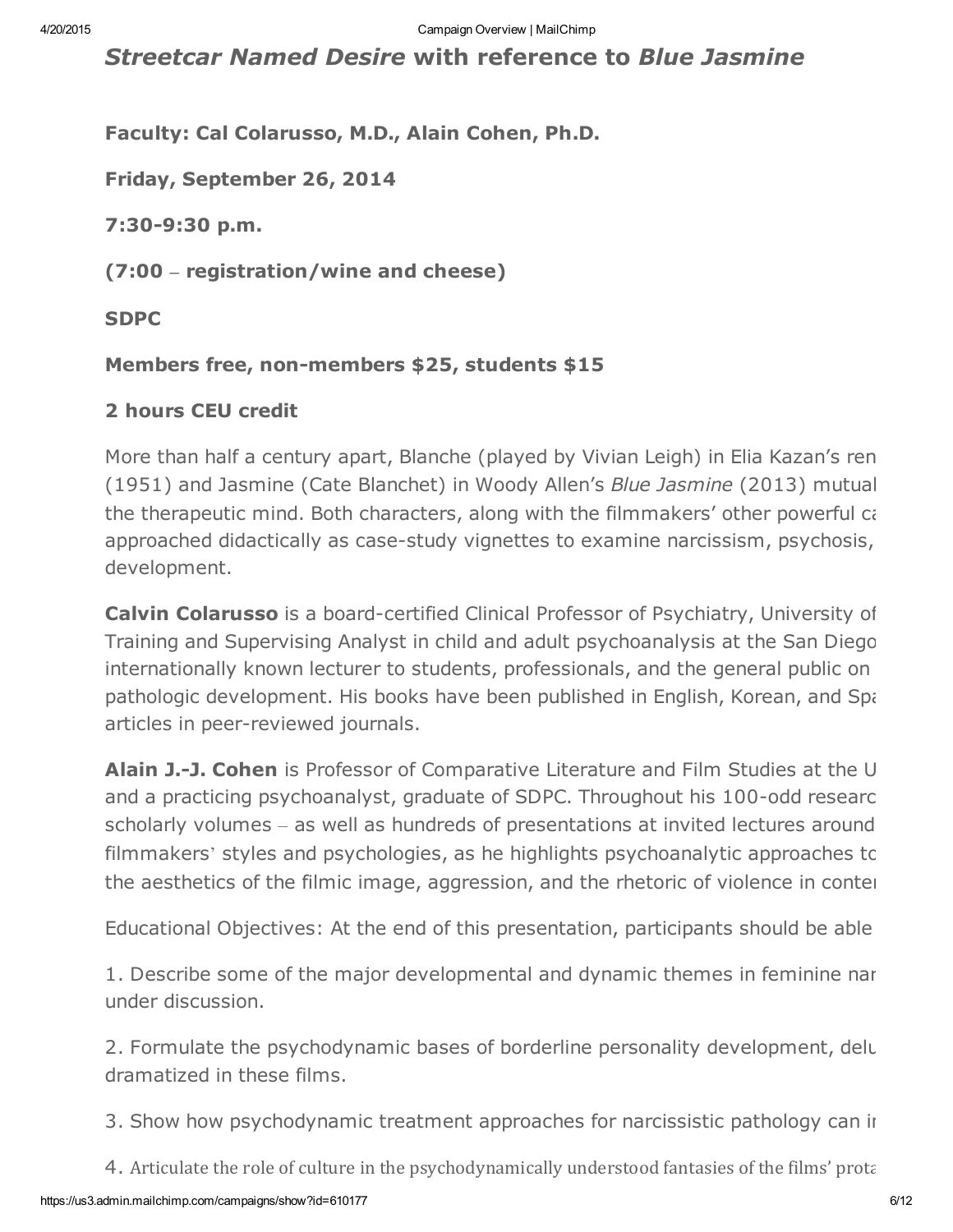## *Streetcar Named Desire* with reference to *Blue Jasmine*

**Faculty: Cal Colarusso, M.D., Alain Cohen, Ph.D.**

**Friday, September 26, 2014**

**7:30-9:30 p.m.**

**(7:00 – registration/wine and cheese)**

**SDPC**

**Members free, non-members $25, students $15**

**2 hours CEU credit**

More than half a century apart, Blanche (played by Vivian Leigh) in Elia Kazan's ren (1951) and Jasmine (Cate Blanchet) in Woody Allen's *Blue Jasmine* (2013) mutual the therapeutic mind. Both characters, along with the filmmakers' other powerful ca approached didactically as case-study vignettes to examine narcissism, psychosis, development.

**Calvin Colarusso** is a board-certified Clinical Professor of Psychiatry, University of Training and Supervising Analyst in child and adult psychoanalysis at the San Diego internationally known lecturer to students, professionals, and the general public on pathologic development. His books have been published in English, Korean, and Spa articles in peer-reviewed journals.

**Alain J.-J. Cohen** is Professor of Comparative Literature and Film Studies at the U and a practicing psychoanalyst, graduate of SDPC. Throughout his 100-odd researc scholarly volumes – as well as hundreds of presentations at invited lectures around filmmakers' styles and psychologies, as he highlights psychoanalytic approaches to the aesthetics of the filmic image, aggression, and the rhetoric of violence in conter

Educational Objectives: At the end of this presentation, participants should be able

1. Describe some of the major developmental and dynamic themes in feminine nar under discussion.

2. Formulate the psychodynamic bases of borderline personality development, delu dramatized in these films.

3. Show how psychodynamic treatment approaches for narcissistic pathology can in

4. Articulate the role of culture in the psychodynamically understood fantasies of the films' prota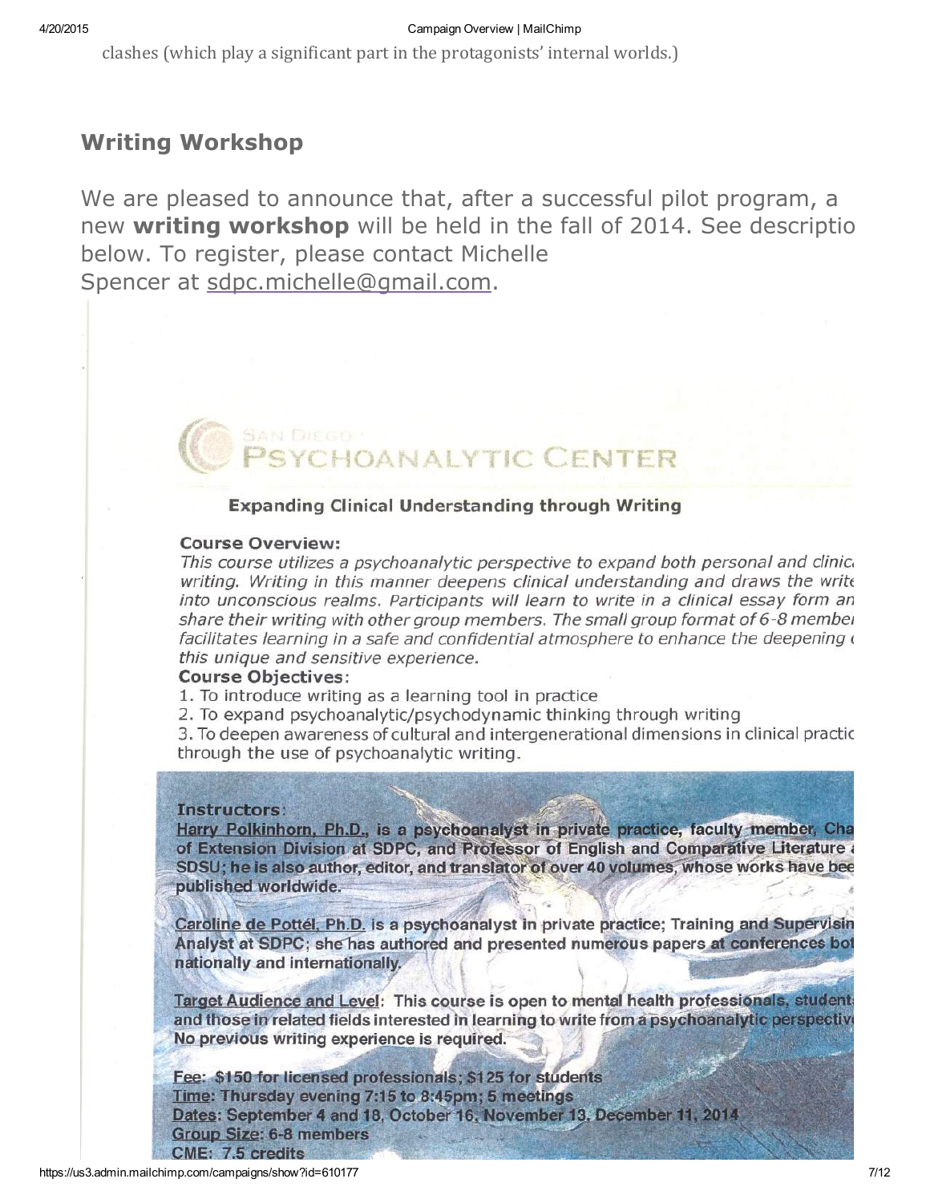clashes (which play a significant part in the protagonists' internal worlds.)

## Writing Workshop

We are pleased to announce that, after a successful pilot program, a new **writing workshop** will be held in the fall of 2014. See descriptio below. To register, please contact Michelle Spencer at sdpc.michelle@gmail.com.

San Diego Psychoanalytic Center

**Expanding Clinical Understanding through Writing**

**Course Overview:**
*This course utilizes a psychoanalytic perspective to expand both personal and clinic writing. Writing in this manner deepens clinical understanding and draws the write into unconscious realms. Participants will learn to write in a clinical essay form an share their writing with other group members. The small group format of 6-8 membe facilitates learning in a safe and confidential atmosphere to enhance the deepening this unique and sensitive experience.*

**Course Objectives:**

1. To introduce writing as a learning tool in practice
2. To expand psychoanalytic/psychodynamic thinking through writing
3. To deepen awareness of cultural and intergenerational dimensions in clinical practic through the use of psychoanalytic writing.

**Instructors:**

**Harry Polkinhorn, Ph.D., is a psychoanalyst in private practice, faculty member, Cha of Extension Division at SDPC, and Professor of English and Comparative Literature SDSU; he is also author, editor, and translator of over 40 volumes, whose works have bee published worldwide.**

**Caroline de Pottél, Ph.D. is a psychoanalyst in private practice; Training and Supervisin Analyst at SDPC; she has authored and presented numerous papers at conferences bot nationally and internationally.**

**Target Audience and Level: This course is open to mental health professionals, student and those in related fields interested in learning to write from a psychoanalytic perspectiv No previous writing experience is required.**

**Fee: $150 for licensed professionals; $125 for students**
**Time: Thursday evening 7:15 to 8:45pm; 5 meetings**
**Dates: September 4 and 18, October 16, November 13, December 11, 2014**
**Group Size: 6-8 members**
**CME: 7.5 credits**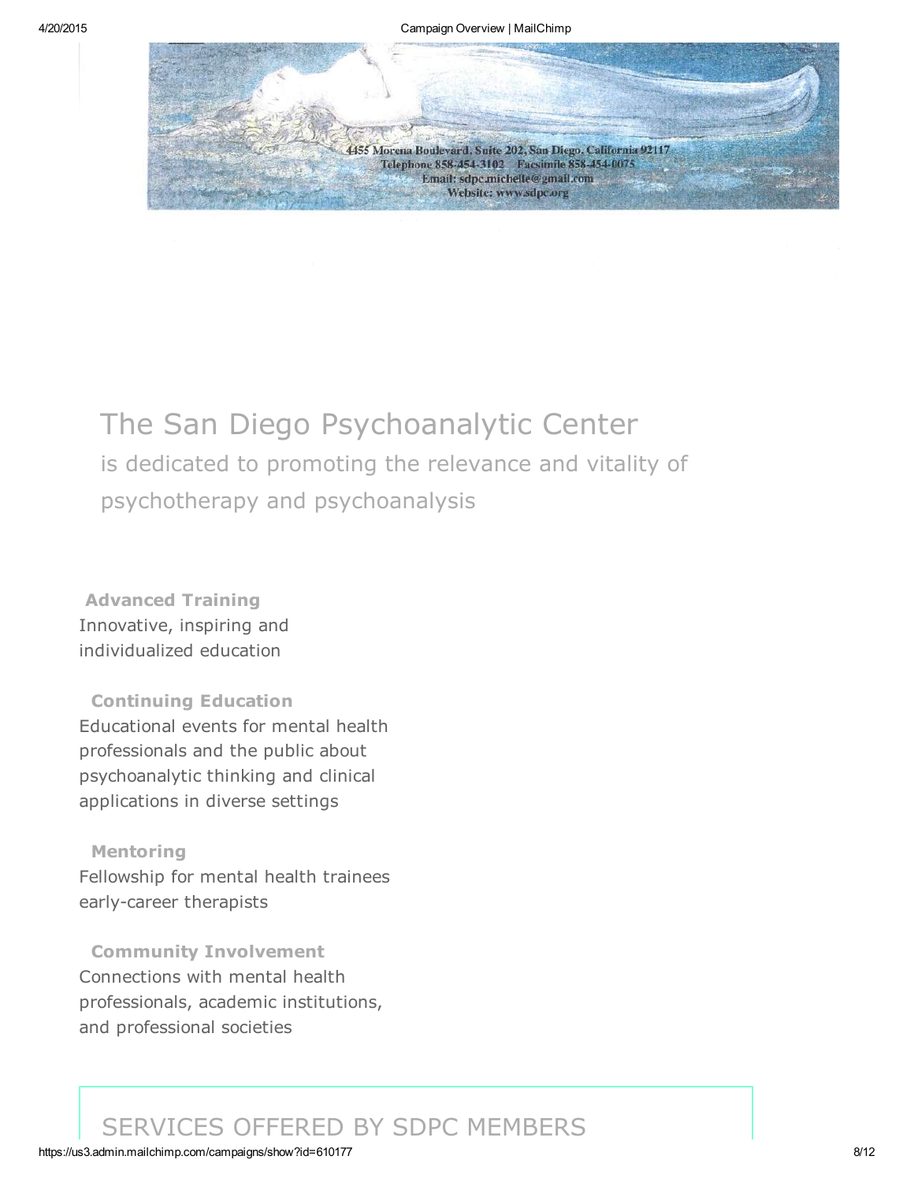4455 Morena Boulevard, Suite 202, San Diego, California 92117
Telephone 858-454-3102 Facsimile 858-454-0075
Email: sdpc.michelle@gmail.com
Website: www.sdpc.org

# The San Diego Psychoanalytic Center

is dedicated to promoting the relevance and vitality of psychotherapy and psychoanalysis

**Advanced Training**
Innovative, inspiring and individualized education

**Continuing Education**
Educational events for mental health professionals and the public about psychoanalytic thinking and clinical applications in diverse settings

**Mentoring**
Fellowship for mental health trainees early-career therapists

**Community Involvement**
Connections with mental health professionals, academic institutions, and professional societies

## SERVICES OFFERED BY SDPC MEMBERS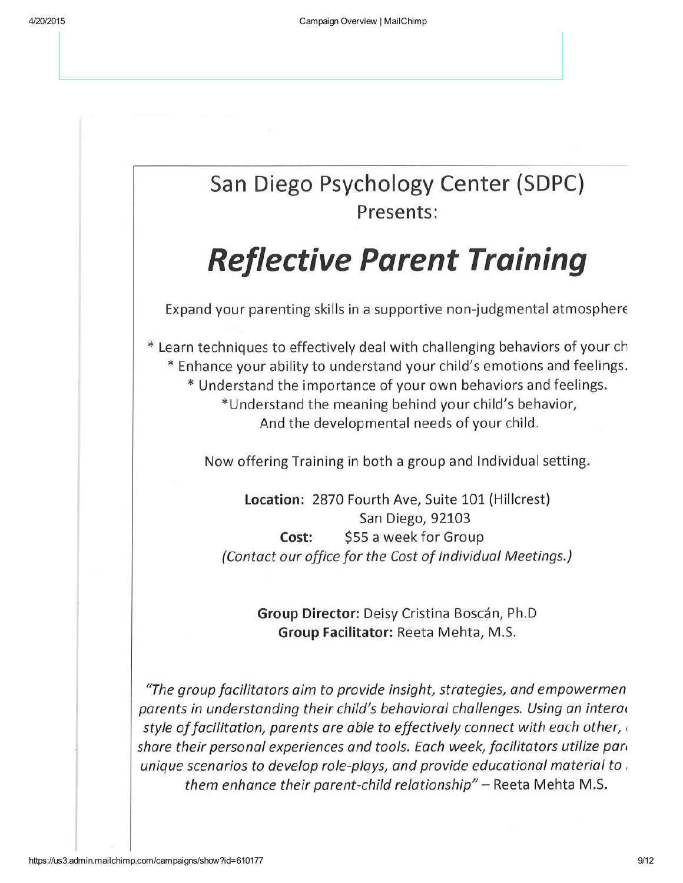# San Diego Psychology Center (SDPC)

Presents:

## *Reflective Parent Training*

Expand your parenting skills in a supportive non-judgmental atmosphere

* Learn techniques to effectively deal with challenging behaviors of your ch
* Enhance your ability to understand your child's emotions and feelings.
* Understand the importance of your own behaviors and feelings.
* Understand the meaning behind your child's behavior, And the developmental needs of your child.

Now offering Training in both a group and Individual setting.

**Location:** 2870 Fourth Ave, Suite 101 (Hillcrest)
San Diego, 92103

**Cost:** $55 a week for Group

*(Contact our office for the Cost of Individual Meetings.)*

**Group Director:** Deisy Cristina Boscán, Ph.D
**Group Facilitator:** Reeta Mehta, M.S.

*"The group facilitators aim to provide insight, strategies, and empowermen parents in understanding their child's behavioral challenges. Using an intera style of facilitation, parents are able to effectively connect with each other, share their personal experiences and tools. Each week, facilitators utilize par unique scenarios to develop role-plays, and provide educational material to them enhance their parent-child relationship"* – Reeta Mehta M.S.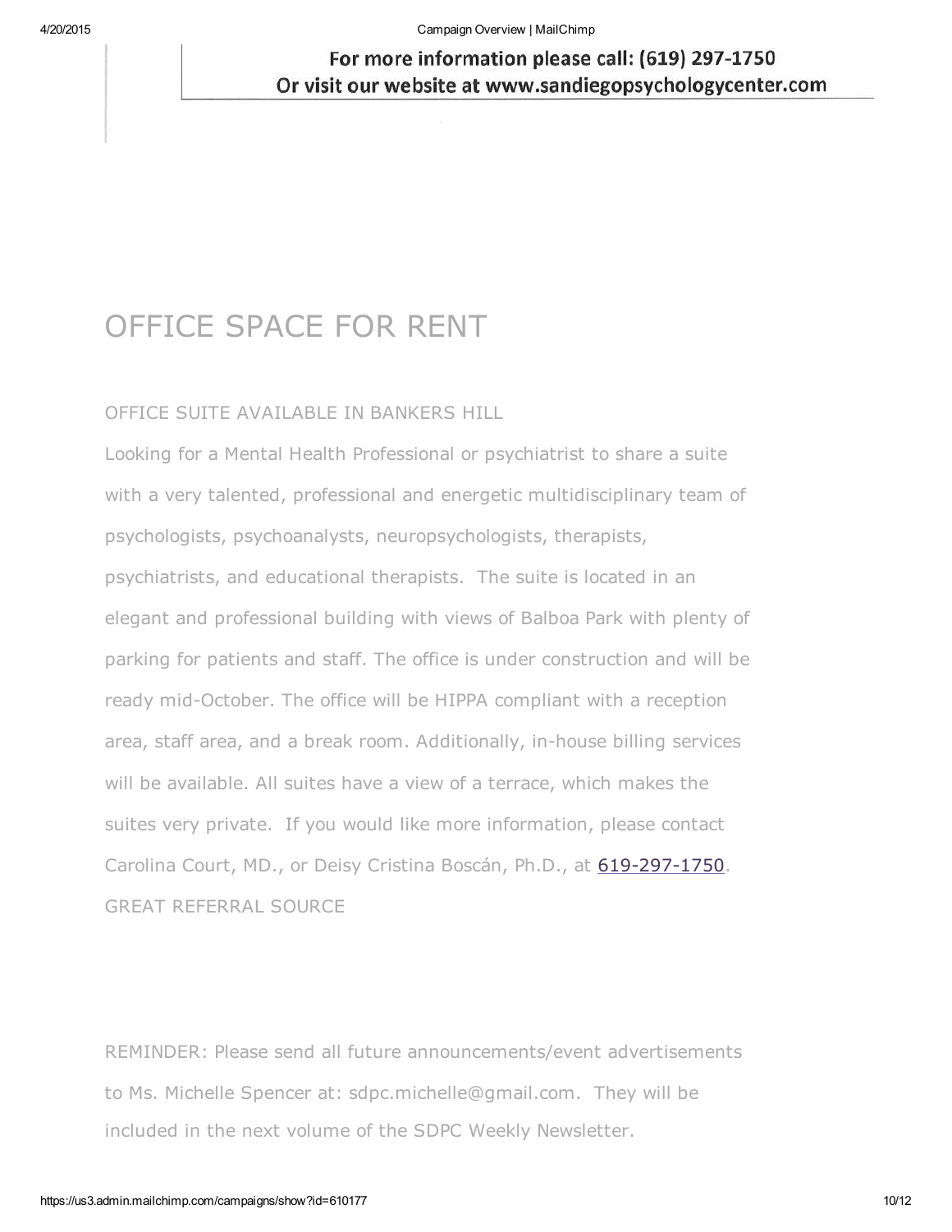For more information please call: (619) 297-1750
Or visit our website at www.sandiegopsychologycenter.com

# OFFICE SPACE FOR RENT

OFFICE SUITE AVAILABLE IN BANKERS HILL

Looking for a Mental Health Professional or psychiatrist to share a suite with a very talented, professional and energetic multidisciplinary team of psychologists, psychoanalysts, neuropsychologists, therapists, psychiatrists, and educational therapists. The suite is located in an elegant and professional building with views of Balboa Park with plenty of parking for patients and staff. The office is under construction and will be ready mid-October. The office will be HIPPA compliant with a reception area, staff area, and a break room. Additionally, in-house billing services will be available. All suites have a view of a terrace, which makes the suites very private. If you would like more information, please contact Carolina Court, MD., or Deisy Cristina Boscán, Ph.D., at 619-297-1750.

GREAT REFERRAL SOURCE

REMINDER: Please send all future announcements/event advertisements to Ms. Michelle Spencer at: sdpc.michelle@gmail.com. They will be included in the next volume of the SDPC Weekly Newsletter.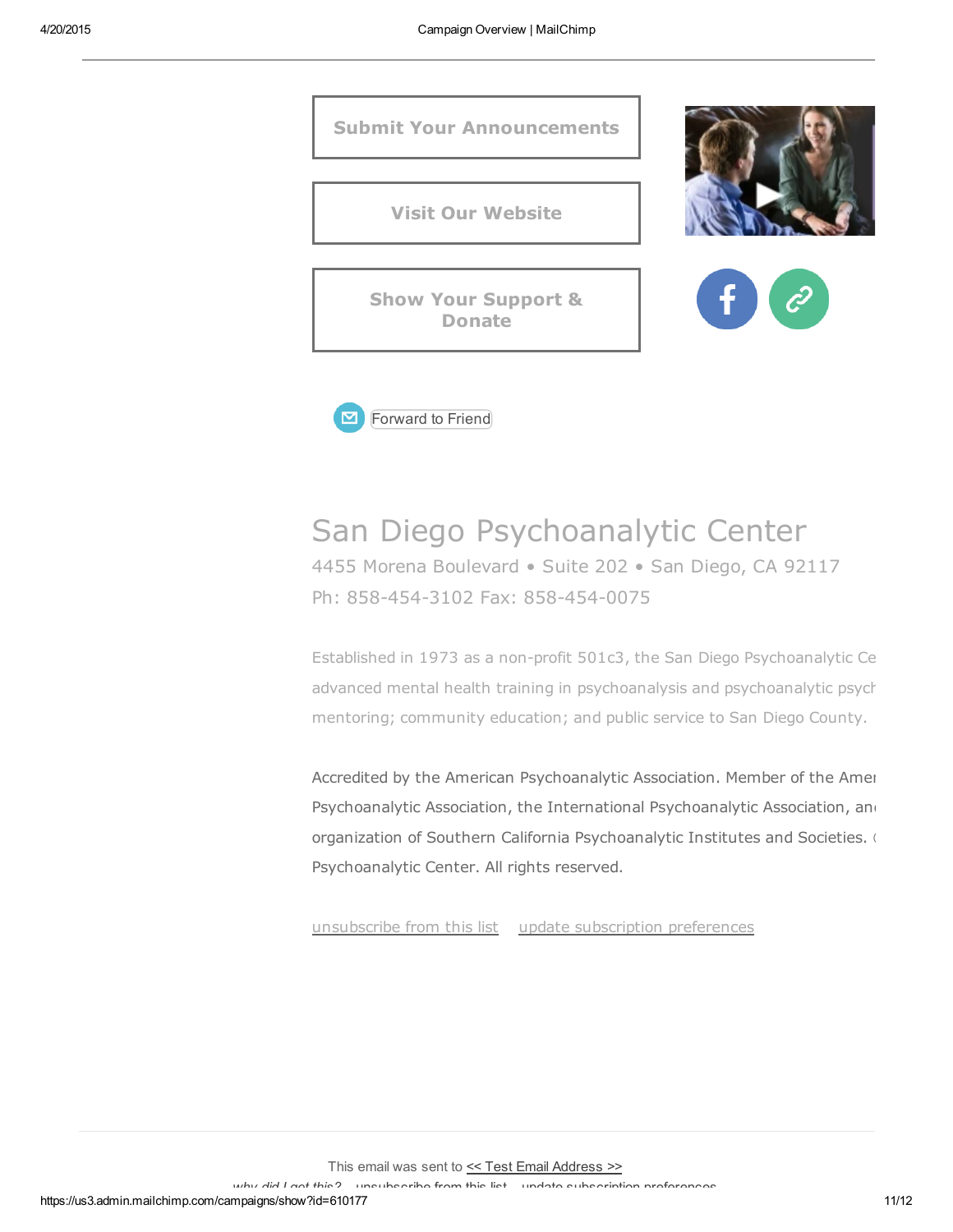Submit Your Announcements

Visit Our Website

Show Your Support & Donate

Forward to Friend

# San Diego Psychoanalytic Center

4455 Morena Boulevard • Suite 202 • San Diego, CA 92117

Ph: 858-454-3102 Fax: 858-454-0075

Established in 1973 as a non-profit 501c3, the San Diego Psychoanalytic Ce advanced mental health training in psychoanalysis and psychoanalytic psych mentoring; community education; and public service to San Diego County.

Accredited by the American Psychoanalytic Association. Member of the Amer Psychoanalytic Association, the International Psychoanalytic Association, and organization of Southern California Psychoanalytic Institutes and Societies. Psychoanalytic Center. All rights reserved.

unsubscribe from this list    update subscription preferences

This email was sent to << Test Email Address >>

why did I get this?    unsubscribe from this list    update subscription preferences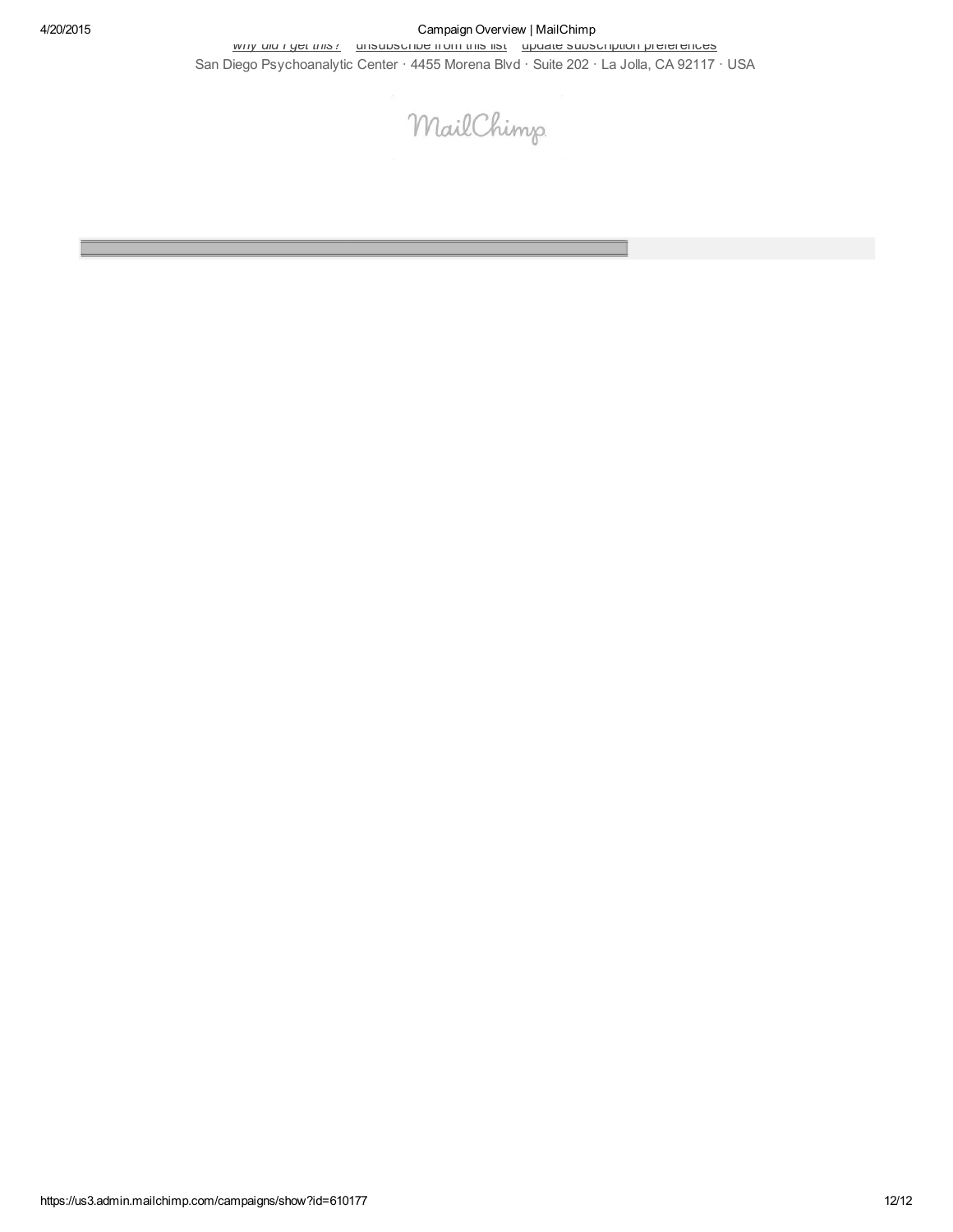*why did I get this?* unsubscribe from this list update subscription preferences

San Diego Psychoanalytic Center · 4455 Morena Blvd · Suite 202 · La Jolla, CA 92117 · USA

MailChimp